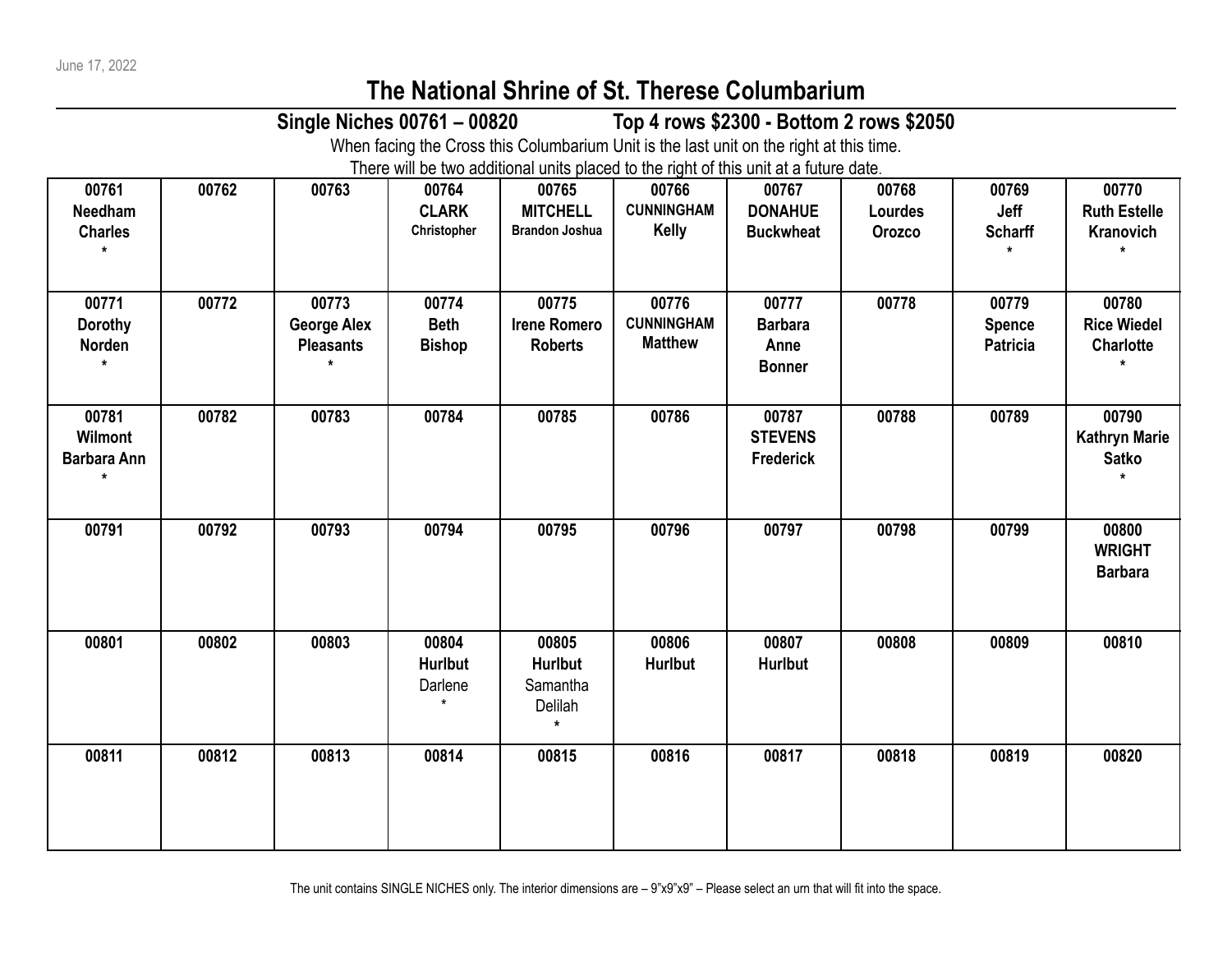June 17, 2022

# The National Shrine of St. Therese Columbarium

**Single Niches 00761 – 00820 Top 4 rows $2300 - Bottom 2 rows $2050**

When facing the Cross this Columbarium Unit is the last unit on the right at this time.
There will be two additional units placed to the right of this unit at a future date.

| | | | | | | | | | |
|---|---|---|---|---|---|---|---|---|---|
| **00761** **Needham** **Charles** * | **00762** | **00763** | **00764** **CLARK** **Christopher** | **00765** **MITCHELL** **Brandon Joshua** | **00766** **CUNNINGHAM** **Kelly** | **00767** **DONAHUE** **Buckwheat** | **00768** **Lourdes** **Orozco** | **00769** **Jeff** **Scharff** * | **00770** **Ruth Estelle** **Kranovich** * |
| **00771** **Dorothy** **Norden** * | **00772** | **00773** **George Alex** **Pleasants** * | **00774** **Beth** **Bishop** | **00775** **Irene Romero** **Roberts** | **00776** **CUNNINGHAM** **Matthew** | **00777** **Barbara** **Anne** **Bonner** | **00778** | **00779** **Spence** **Patricia** | **00780** **Rice Wiedel** **Charlotte** * |
| **00781** **Wilmont** **Barbara Ann** * | **00782** | **00783** | **00784** | **00785** | **00786** | **00787** **STEVENS** **Frederick** | **00788** | **00789** | **00790** **Kathryn Marie** **Satko** * |
| **00791** | **00792** | **00793** | **00794** | **00795** | **00796** | **00797** | **00798** | **00799** | **00800** **WRIGHT** **Barbara** |
| **00801** | **00802** | **00803** | **00804** **Hurlbut** Darlene * | **00805** **Hurlbut** Samantha Delilah * | **00806** **Hurlbut** | **00807** **Hurlbut** | **00808** | **00809** | **00810** |
| **00811** | **00812** | **00813** | **00814** | **00815** | **00816** | **00817** | **00818** | **00819** | **00820** |

The unit contains SINGLE NICHES only. The interior dimensions are – 9"x9"x9" – Please select an urn that will fit into the space.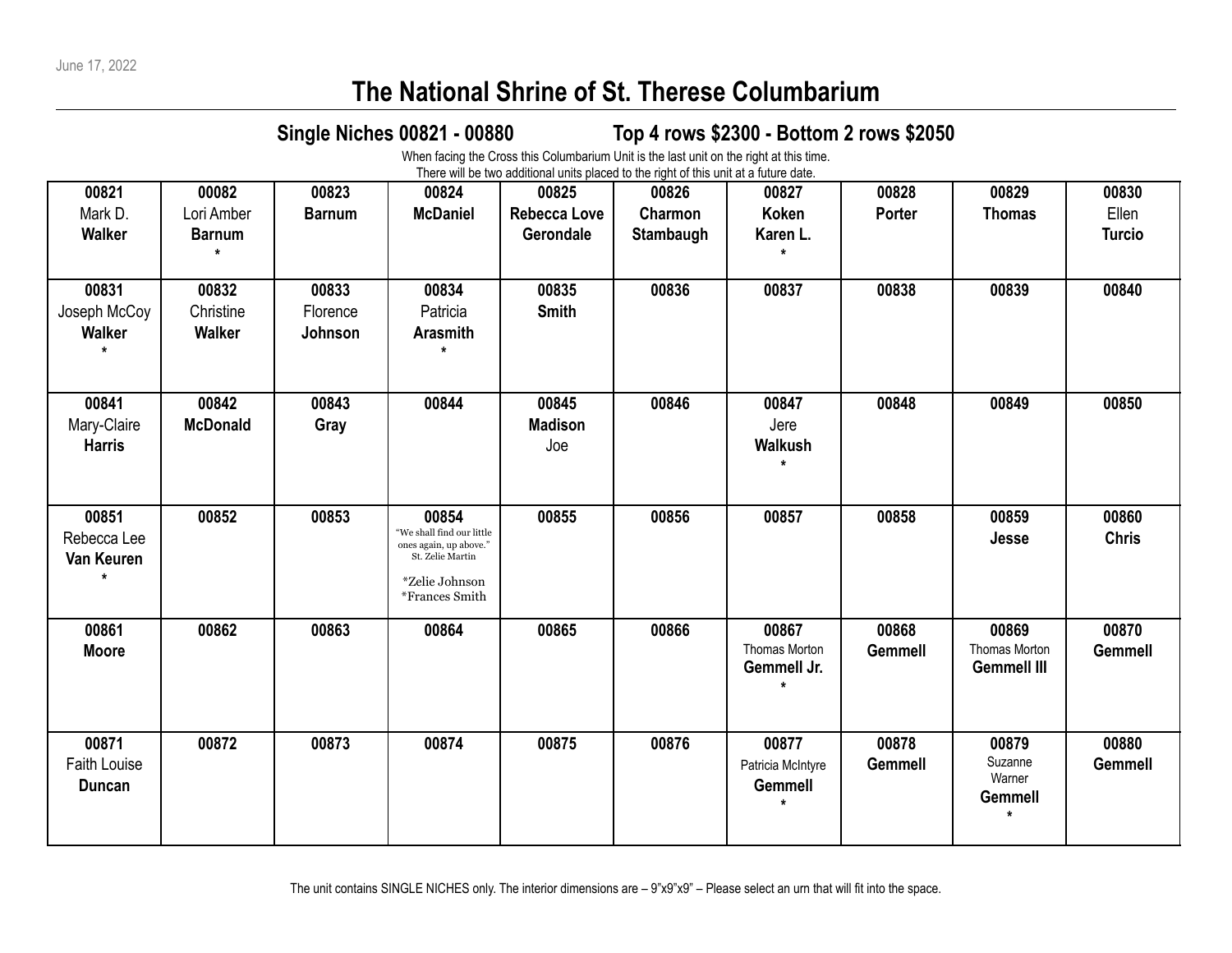June 17, 2022

# The National Shrine of St. Therese Columbarium

## Single Niches 00821 - 00880 Top 4 rows $2300 - Bottom 2 rows $2050

When facing the Cross this Columbarium Unit is the last unit on the right at this time.
There will be two additional units placed to the right of this unit at a future date.

| | | | | | | | | | |
|---|---|---|---|---|---|---|---|---|---|
| **00821** Mark D. **Walker** | **00082** Lori Amber **Barnum** * | **00823** **Barnum** | **00824** **McDaniel** | **00825** **Rebecca Love Gerondale** | **00826** **Charmon Stambaugh** | **00827** **Koken** **Karen L.** * | **00828** **Porter** | **00829** **Thomas** | **00830** Ellen **Turcio** |
| **00831** Joseph McCoy **Walker** * | **00832** Christine **Walker** | **00833** Florence **Johnson** | **00834** Patricia **Arasmith** * | **00835** **Smith** | **00836** | **00837** | **00838** | **00839** | **00840** |
| **00841** Mary-Claire **Harris** | **00842** **McDonald** | **00843** **Gray** | **00844** | **00845** **Madison** Joe | **00846** | **00847** Jere **Walkush** * | **00848** | **00849** | **00850** |
| **00851** Rebecca Lee **Van Keuren** * | **00852** | **00853** | **00854** "We shall find our little ones again, up above." St. Zelie Martin *Zelie Johnson *Frances Smith | **00855** | **00856** | **00857** | **00858** | **00859** **Jesse** | **00860** **Chris** |
| **00861** **Moore** | **00862** | **00863** | **00864** | **00865** | **00866** | **00867** Thomas Morton **Gemmell Jr.** * | **00868** **Gemmell** | **00869** Thomas Morton **Gemmell III** | **00870** **Gemmell** |
| **00871** Faith Louise **Duncan** | **00872** | **00873** | **00874** | **00875** | **00876** | **00877** Patricia McIntyre **Gemmell** * | **00878** **Gemmell** | **00879** Suzanne Warner **Gemmell** * | **00880** **Gemmell** |

The unit contains SINGLE NICHES only. The interior dimensions are – 9"x9"x9" – Please select an urn that will fit into the space.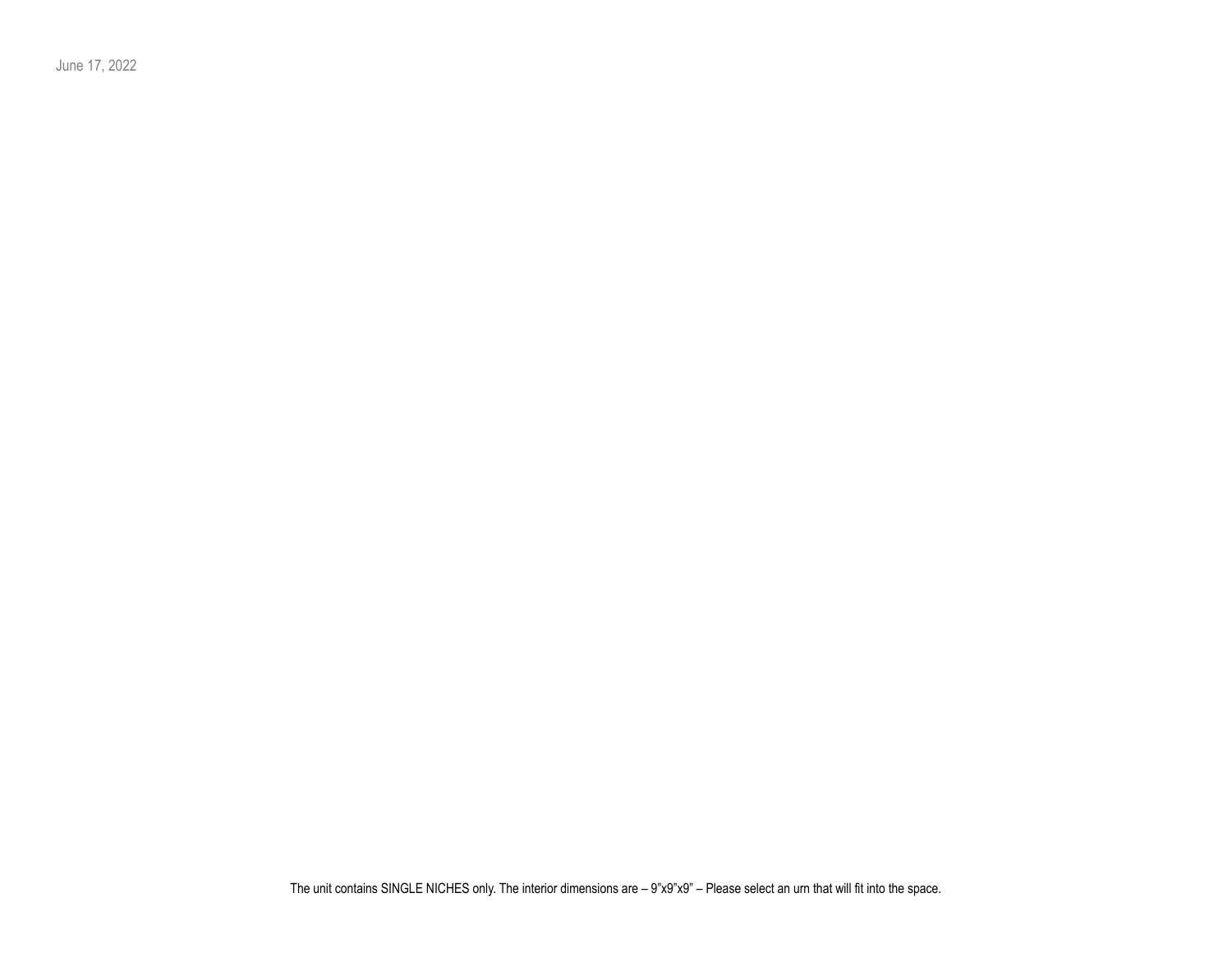June 17, 2022

The unit contains SINGLE NICHES only. The interior dimensions are – 9"x9"x9" – Please select an urn that will fit into the space.